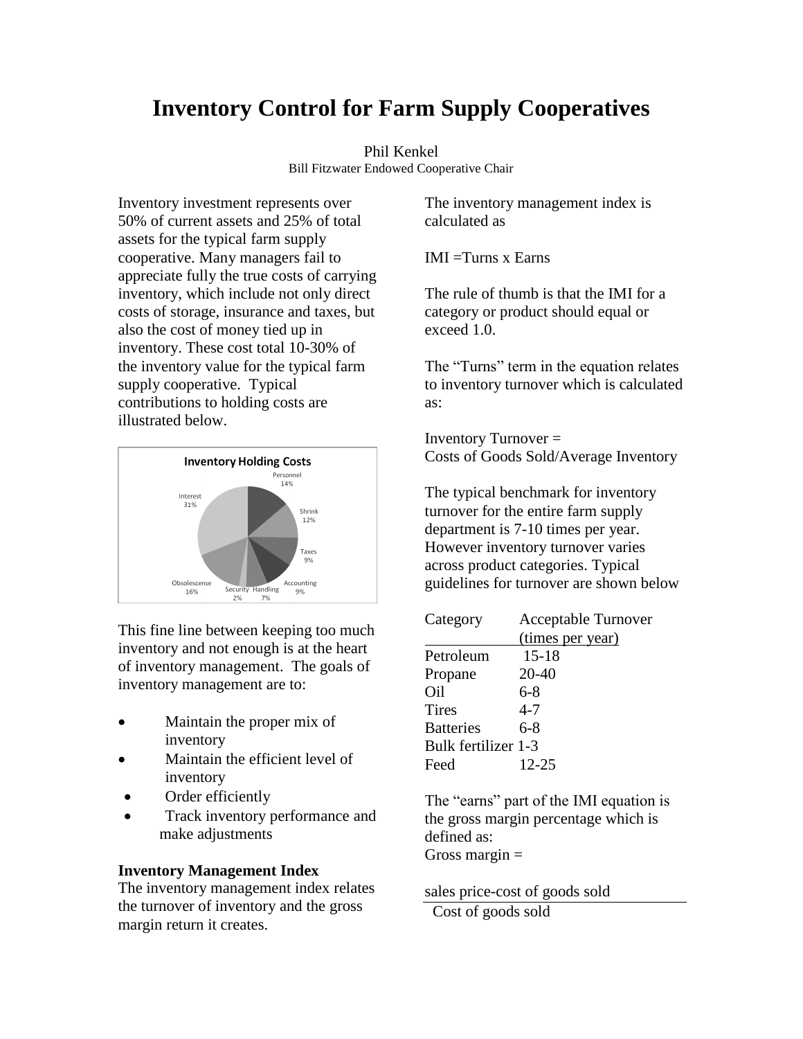# Inventory Control for Farm Supply Cooperatives

Phil Kenkel
Bill Fitzwater Endowed Cooperative Chair

Inventory investment represents over 50% of current assets and 25% of total assets for the typical farm supply cooperative. Many managers fail to appreciate fully the true costs of carrying inventory, which include not only direct costs of storage, insurance and taxes, but also the cost of money tied up in inventory. These cost total 10-30% of the inventory value for the typical farm supply cooperative. Typical contributions to holding costs are illustrated below.

**Inventory Holding Costs**

| Cost | Share |
|---|---|
| Personnel | 14% |
| Shrink | 12% |
| Taxes | 9% |
| Accounting | 9% |
| Handling | 7% |
| Security | 2% |
| Obsolescense | 16% |
| Interest | 31% |

This fine line between keeping too much inventory and not enough is at the heart of inventory management. The goals of inventory management are to:

- Maintain the proper mix of inventory
- Maintain the efficient level of inventory
- Order efficiently
- Track inventory performance and make adjustments

**Inventory Management Index**
The inventory management index relates the turnover of inventory and the gross margin return it creates.

The inventory management index is calculated as

IMI =Turns x Earns

The rule of thumb is that the IMI for a category or product should equal or exceed 1.0.

The "Turns" term in the equation relates to inventory turnover which is calculated as:

Inventory Turnover =
Costs of Goods Sold/Average Inventory

The typical benchmark for inventory turnover for the entire farm supply department is 7-10 times per year. However inventory turnover varies across product categories. Typical guidelines for turnover are shown below

| Category | Acceptable Turnover (times per year) |
|---|---|
| Petroleum | 15-18 |
| Propane | 20-40 |
| Oil | 6-8 |
| Tires | 4-7 |
| Batteries | 6-8 |
| Bulk fertilizer | 1-3 |
| Feed | 12-25 |

The "earns" part of the IMI equation is the gross margin percentage which is defined as:
Gross margin =

$$\frac{\text{sales price-cost of goods sold}}{\text{Cost of goods sold}}$$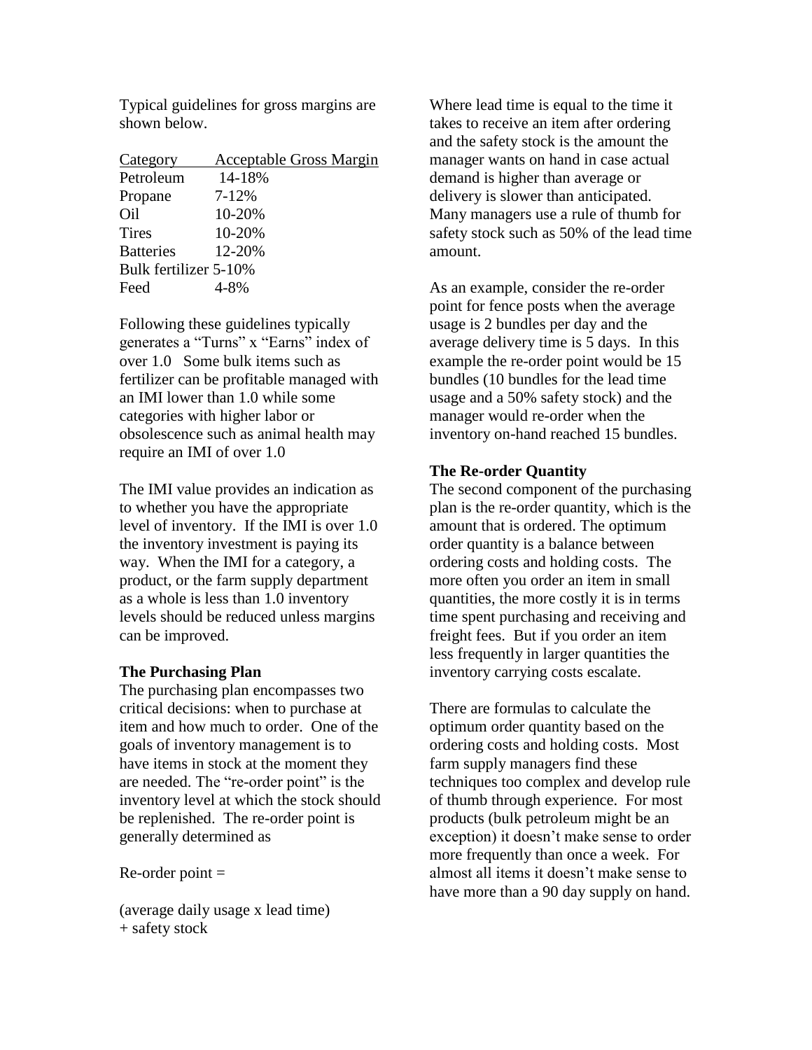Typical guidelines for gross margins are shown below.

| Category | Acceptable Gross Margin |
|---|---|
| Petroleum | 14-18% |
| Propane | 7-12% |
| Oil | 10-20% |
| Tires | 10-20% |
| Batteries | 12-20% |
| Bulk fertilizer | 5-10% |
| Feed | 4-8% |

Following these guidelines typically generates a "Turns" x "Earns" index of over 1.0 Some bulk items such as fertilizer can be profitable managed with an IMI lower than 1.0 while some categories with higher labor or obsolescence such as animal health may require an IMI of over 1.0

The IMI value provides an indication as to whether you have the appropriate level of inventory. If the IMI is over 1.0 the inventory investment is paying its way. When the IMI for a category, a product, or the farm supply department as a whole is less than 1.0 inventory levels should be reduced unless margins can be improved.

**The Purchasing Plan**

The purchasing plan encompasses two critical decisions: when to purchase at item and how much to order. One of the goals of inventory management is to have items in stock at the moment they are needed. The "re-order point" is the inventory level at which the stock should be replenished. The re-order point is generally determined as

Re-order point =

(average daily usage x lead time) + safety stock

Where lead time is equal to the time it takes to receive an item after ordering and the safety stock is the amount the manager wants on hand in case actual demand is higher than average or delivery is slower than anticipated. Many managers use a rule of thumb for safety stock such as 50% of the lead time amount.

As an example, consider the re-order point for fence posts when the average usage is 2 bundles per day and the average delivery time is 5 days. In this example the re-order point would be 15 bundles (10 bundles for the lead time usage and a 50% safety stock) and the manager would re-order when the inventory on-hand reached 15 bundles.

**The Re-order Quantity**

The second component of the purchasing plan is the re-order quantity, which is the amount that is ordered. The optimum order quantity is a balance between ordering costs and holding costs. The more often you order an item in small quantities, the more costly it is in terms time spent purchasing and receiving and freight fees. But if you order an item less frequently in larger quantities the inventory carrying costs escalate.

There are formulas to calculate the optimum order quantity based on the ordering costs and holding costs. Most farm supply managers find these techniques too complex and develop rule of thumb through experience. For most products (bulk petroleum might be an exception) it doesn't make sense to order more frequently than once a week. For almost all items it doesn't make sense to have more than a 90 day supply on hand.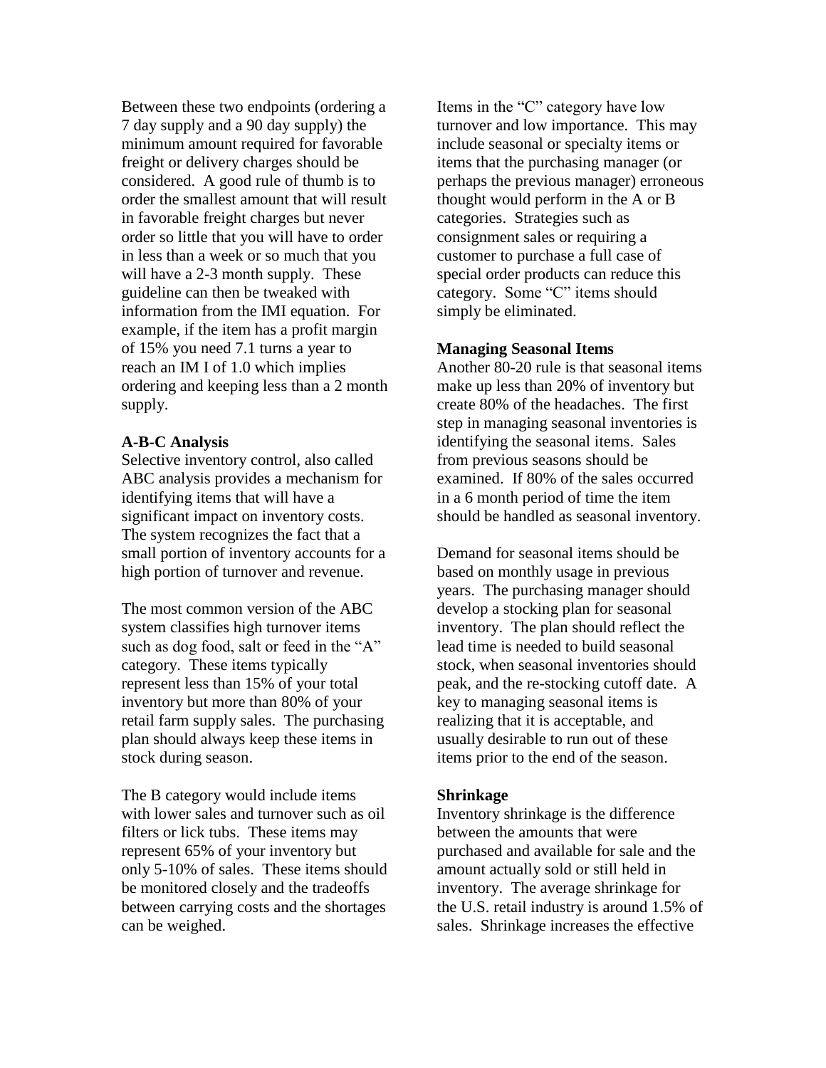Between these two endpoints (ordering a 7 day supply and a 90 day supply) the minimum amount required for favorable freight or delivery charges should be considered. A good rule of thumb is to order the smallest amount that will result in favorable freight charges but never order so little that you will have to order in less than a week or so much that you will have a 2-3 month supply. These guideline can then be tweaked with information from the IMI equation. For example, if the item has a profit margin of 15% you need 7.1 turns a year to reach an IM I of 1.0 which implies ordering and keeping less than a 2 month supply.

**A-B-C Analysis**

Selective inventory control, also called ABC analysis provides a mechanism for identifying items that will have a significant impact on inventory costs. The system recognizes the fact that a small portion of inventory accounts for a high portion of turnover and revenue.

The most common version of the ABC system classifies high turnover items such as dog food, salt or feed in the "A" category. These items typically represent less than 15% of your total inventory but more than 80% of your retail farm supply sales. The purchasing plan should always keep these items in stock during season.

The B category would include items with lower sales and turnover such as oil filters or lick tubs. These items may represent 65% of your inventory but only 5-10% of sales. These items should be monitored closely and the tradeoffs between carrying costs and the shortages can be weighed.

Items in the "C" category have low turnover and low importance. This may include seasonal or specialty items or items that the purchasing manager (or perhaps the previous manager) erroneous thought would perform in the A or B categories. Strategies such as consignment sales or requiring a customer to purchase a full case of special order products can reduce this category. Some "C" items should simply be eliminated.

**Managing Seasonal Items**

Another 80-20 rule is that seasonal items make up less than 20% of inventory but create 80% of the headaches. The first step in managing seasonal inventories is identifying the seasonal items. Sales from previous seasons should be examined. If 80% of the sales occurred in a 6 month period of time the item should be handled as seasonal inventory.

Demand for seasonal items should be based on monthly usage in previous years. The purchasing manager should develop a stocking plan for seasonal inventory. The plan should reflect the lead time is needed to build seasonal stock, when seasonal inventories should peak, and the re-stocking cutoff date. A key to managing seasonal items is realizing that it is acceptable, and usually desirable to run out of these items prior to the end of the season.

**Shrinkage**

Inventory shrinkage is the difference between the amounts that were purchased and available for sale and the amount actually sold or still held in inventory. The average shrinkage for the U.S. retail industry is around 1.5% of sales. Shrinkage increases the effective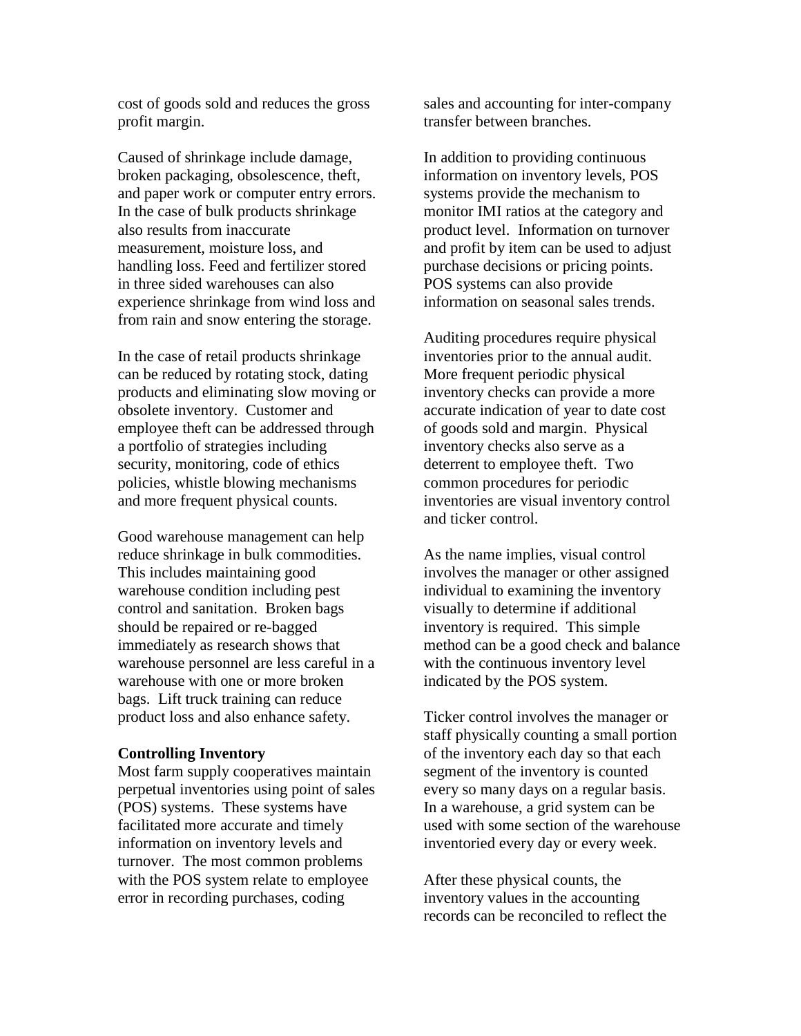cost of goods sold and reduces the gross profit margin.

Caused of shrinkage include damage, broken packaging, obsolescence, theft, and paper work or computer entry errors. In the case of bulk products shrinkage also results from inaccurate measurement, moisture loss, and handling loss. Feed and fertilizer stored in three sided warehouses can also experience shrinkage from wind loss and from rain and snow entering the storage.

In the case of retail products shrinkage can be reduced by rotating stock, dating products and eliminating slow moving or obsolete inventory. Customer and employee theft can be addressed through a portfolio of strategies including security, monitoring, code of ethics policies, whistle blowing mechanisms and more frequent physical counts.

Good warehouse management can help reduce shrinkage in bulk commodities. This includes maintaining good warehouse condition including pest control and sanitation. Broken bags should be repaired or re-bagged immediately as research shows that warehouse personnel are less careful in a warehouse with one or more broken bags. Lift truck training can reduce product loss and also enhance safety.

**Controlling Inventory**

Most farm supply cooperatives maintain perpetual inventories using point of sales (POS) systems. These systems have facilitated more accurate and timely information on inventory levels and turnover. The most common problems with the POS system relate to employee error in recording purchases, coding sales and accounting for inter-company transfer between branches.

In addition to providing continuous information on inventory levels, POS systems provide the mechanism to monitor IMI ratios at the category and product level. Information on turnover and profit by item can be used to adjust purchase decisions or pricing points. POS systems can also provide information on seasonal sales trends.

Auditing procedures require physical inventories prior to the annual audit. More frequent periodic physical inventory checks can provide a more accurate indication of year to date cost of goods sold and margin. Physical inventory checks also serve as a deterrent to employee theft. Two common procedures for periodic inventories are visual inventory control and ticker control.

As the name implies, visual control involves the manager or other assigned individual to examining the inventory visually to determine if additional inventory is required. This simple method can be a good check and balance with the continuous inventory level indicated by the POS system.

Ticker control involves the manager or staff physically counting a small portion of the inventory each day so that each segment of the inventory is counted every so many days on a regular basis. In a warehouse, a grid system can be used with some section of the warehouse inventoried every day or every week.

After these physical counts, the inventory values in the accounting records can be reconciled to reflect the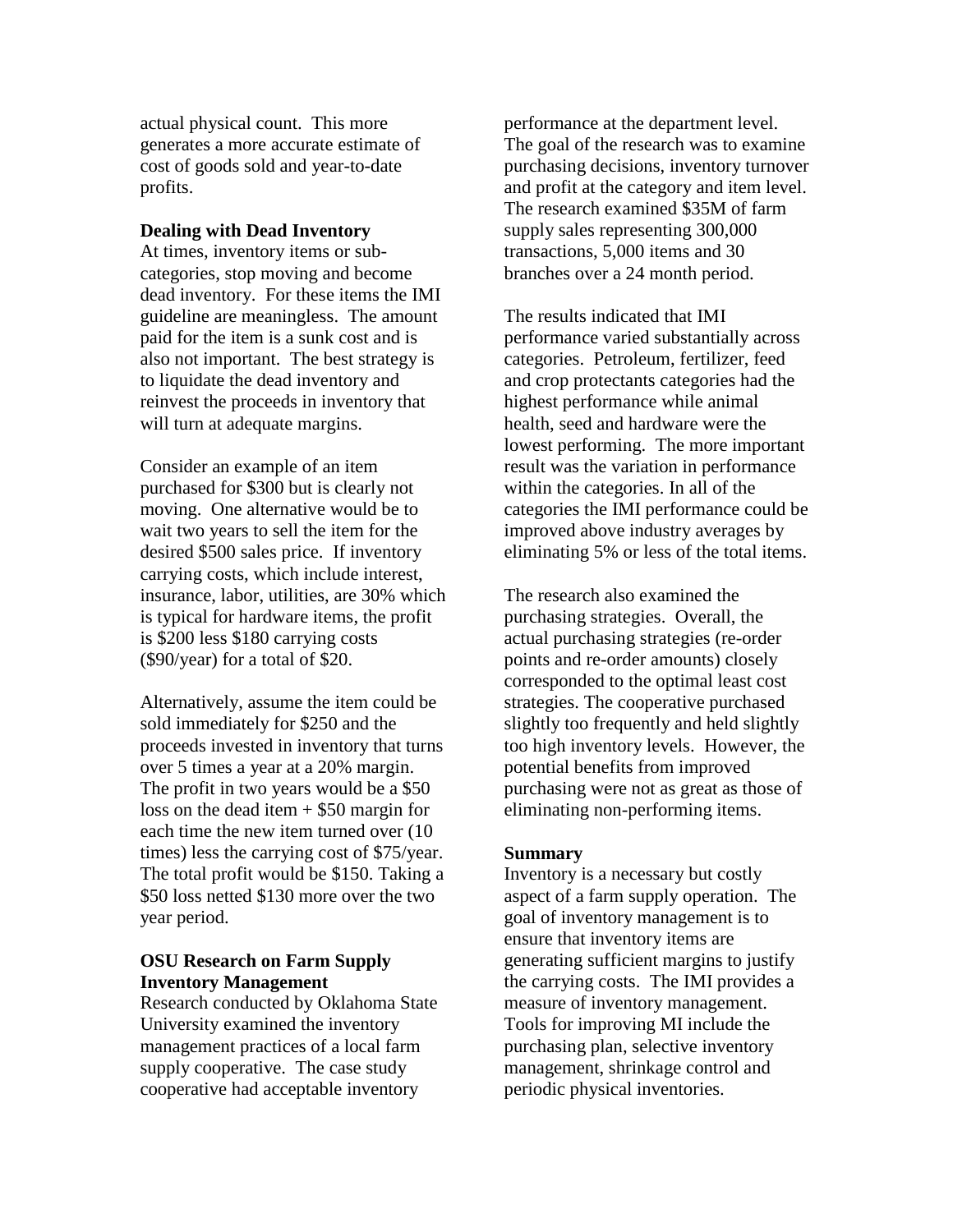actual physical count. This more generates a more accurate estimate of cost of goods sold and year-to-date profits.

**Dealing with Dead Inventory**

At times, inventory items or sub-categories, stop moving and become dead inventory. For these items the IMI guideline are meaningless. The amount paid for the item is a sunk cost and is also not important. The best strategy is to liquidate the dead inventory and reinvest the proceeds in inventory that will turn at adequate margins.

Consider an example of an item purchased for $300 but is clearly not moving. One alternative would be to wait two years to sell the item for the desired $500 sales price. If inventory carrying costs, which include interest, insurance, labor, utilities, are 30% which is typical for hardware items, the profit is $200 less $180 carrying costs ($90/year) for a total of $20.

Alternatively, assume the item could be sold immediately for $250 and the proceeds invested in inventory that turns over 5 times a year at a 20% margin. The profit in two years would be a $50 loss on the dead item + $50 margin for each time the new item turned over (10 times) less the carrying cost of $75/year. The total profit would be $150. Taking a $50 loss netted $130 more over the two year period.

**OSU Research on Farm Supply Inventory Management**

Research conducted by Oklahoma State University examined the inventory management practices of a local farm supply cooperative. The case study cooperative had acceptable inventory performance at the department level. The goal of the research was to examine purchasing decisions, inventory turnover and profit at the category and item level. The research examined $35M of farm supply sales representing 300,000 transactions, 5,000 items and 30 branches over a 24 month period.

The results indicated that IMI performance varied substantially across categories. Petroleum, fertilizer, feed and crop protectants categories had the highest performance while animal health, seed and hardware were the lowest performing. The more important result was the variation in performance within the categories. In all of the categories the IMI performance could be improved above industry averages by eliminating 5% or less of the total items.

The research also examined the purchasing strategies. Overall, the actual purchasing strategies (re-order points and re-order amounts) closely corresponded to the optimal least cost strategies. The cooperative purchased slightly too frequently and held slightly too high inventory levels. However, the potential benefits from improved purchasing were not as great as those of eliminating non-performing items.

**Summary**

Inventory is a necessary but costly aspect of a farm supply operation. The goal of inventory management is to ensure that inventory items are generating sufficient margins to justify the carrying costs. The IMI provides a measure of inventory management. Tools for improving MI include the purchasing plan, selective inventory management, shrinkage control and periodic physical inventories.